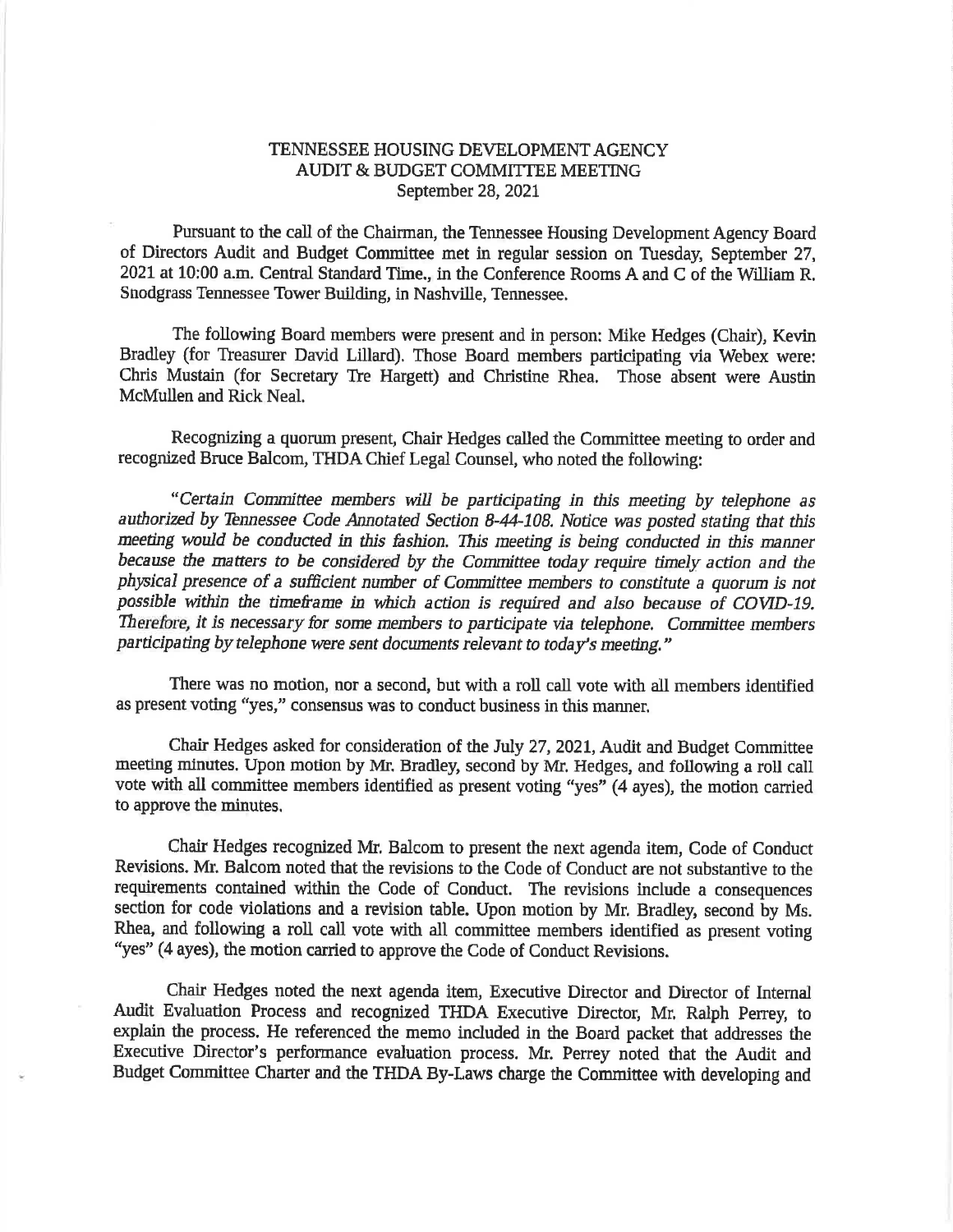# TENNESSEE HOUSING DEVELOPMENT AGENCY
## AUDIT & BUDGET COMMITTEE MEETING
### September 28, 2021

Pursuant to the call of the Chairman, the Tennessee Housing Development Agency Board of Directors Audit and Budget Committee met in regular session on Tuesday, September 27, 2021 at 10:00 a.m. Central Standard Time., in the Conference Rooms A and C of the William R. Snodgrass Tennessee Tower Building, in Nashville, Tennessee.

The following Board members were present and in person: Mike Hedges (Chair), Kevin Bradley (for Treasurer David Lillard). Those Board members participating via Webex were: Chris Mustain (for Secretary Tre Hargett) and Christine Rhea. Those absent were Austin McMullen and Rick Neal.

Recognizing a quorum present, Chair Hedges called the Committee meeting to order and recognized Bruce Balcom, THDA Chief Legal Counsel, who noted the following:

*"Certain Committee members will be participating in this meeting by telephone as authorized by Tennessee Code Annotated Section 8-44-108. Notice was posted stating that this meeting would be conducted in this fashion. This meeting is being conducted in this manner because the matters to be considered by the Committee today require timely action and the physical presence of a sufficient number of Committee members to constitute a quorum is not possible within the timeframe in which action is required and also because of COVID-19. Therefore, it is necessary for some members to participate via telephone. Committee members participating by telephone were sent documents relevant to today's meeting."*

There was no motion, nor a second, but with a roll call vote with all members identified as present voting "yes," consensus was to conduct business in this manner.

Chair Hedges asked for consideration of the July 27, 2021, Audit and Budget Committee meeting minutes. Upon motion by Mr. Bradley, second by Mr. Hedges, and following a roll call vote with all committee members identified as present voting "yes" (4 ayes), the motion carried to approve the minutes.

Chair Hedges recognized Mr. Balcom to present the next agenda item, Code of Conduct Revisions. Mr. Balcom noted that the revisions to the Code of Conduct are not substantive to the requirements contained within the Code of Conduct. The revisions include a consequences section for code violations and a revision table. Upon motion by Mr. Bradley, second by Ms. Rhea, and following a roll call vote with all committee members identified as present voting "yes" (4 ayes), the motion carried to approve the Code of Conduct Revisions.

Chair Hedges noted the next agenda item, Executive Director and Director of Internal Audit Evaluation Process and recognized THDA Executive Director, Mr. Ralph Perrey, to explain the process. He referenced the memo included in the Board packet that addresses the Executive Director's performance evaluation process. Mr. Perrey noted that the Audit and Budget Committee Charter and the THDA By-Laws charge the Committee with developing and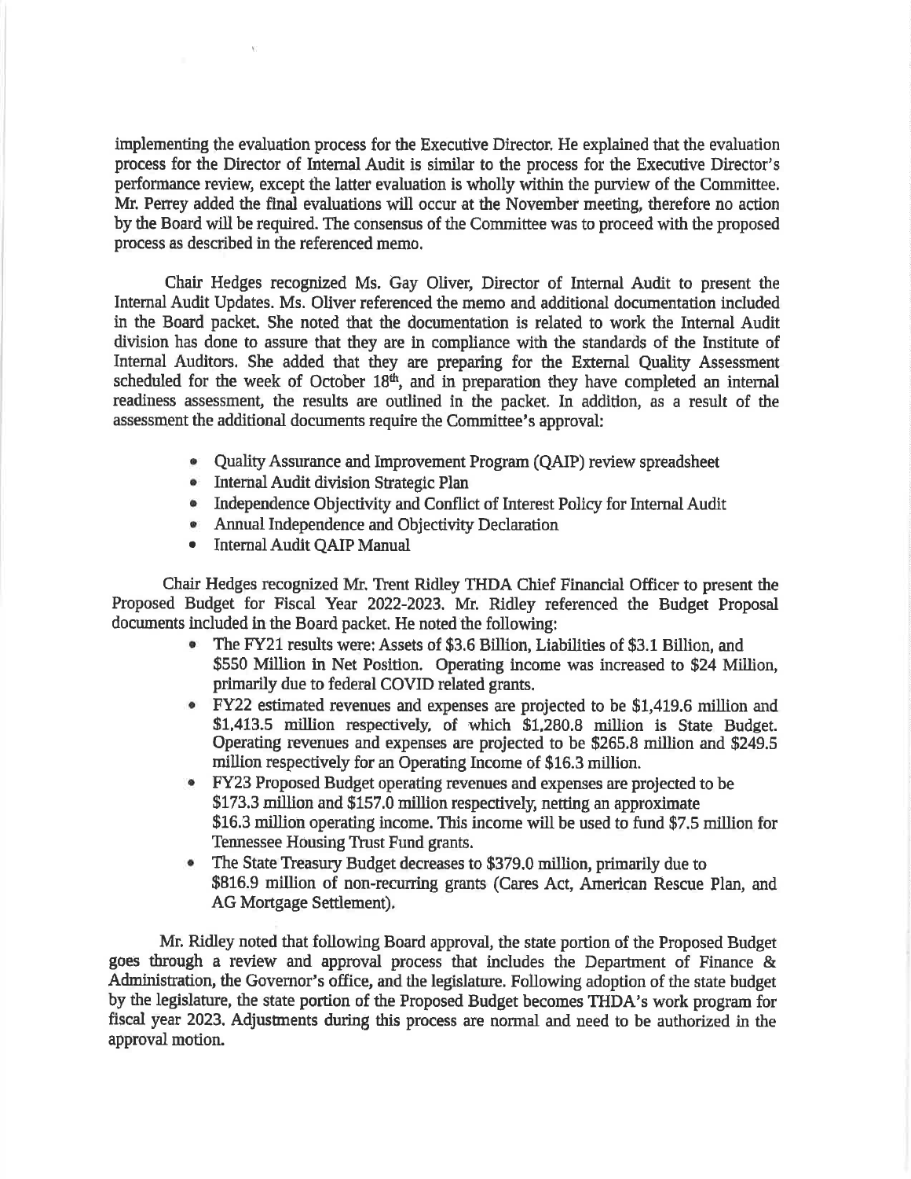implementing the evaluation process for the Executive Director. He explained that the evaluation process for the Director of Internal Audit is similar to the process for the Executive Director's performance review, except the latter evaluation is wholly within the purview of the Committee. Mr. Perrey added the final evaluations will occur at the November meeting, therefore no action by the Board will be required. The consensus of the Committee was to proceed with the proposed process as described in the referenced memo.

Chair Hedges recognized Ms. Gay Oliver, Director of Internal Audit to present the Internal Audit Updates. Ms. Oliver referenced the memo and additional documentation included in the Board packet. She noted that the documentation is related to work the Internal Audit division has done to assure that they are in compliance with the standards of the Institute of Internal Auditors. She added that they are preparing for the External Quality Assessment scheduled for the week of October 18th, and in preparation they have completed an internal readiness assessment, the results are outlined in the packet. In addition, as a result of the assessment the additional documents require the Committee's approval:

- Quality Assurance and Improvement Program (QAIP) review spreadsheet
- Internal Audit division Strategic Plan
- Independence Objectivity and Conflict of Interest Policy for Internal Audit
- Annual Independence and Objectivity Declaration
- Internal Audit QAIP Manual

Chair Hedges recognized Mr. Trent Ridley THDA Chief Financial Officer to present the Proposed Budget for Fiscal Year 2022-2023. Mr. Ridley referenced the Budget Proposal documents included in the Board packet. He noted the following:

- The FY21 results were: Assets of $3.6 Billion, Liabilities of $3.1 Billion, and $550 Million in Net Position. Operating income was increased to $24 Million, primarily due to federal COVID related grants.
- FY22 estimated revenues and expenses are projected to be $1,419.6 million and $1,413.5 million respectively, of which $1,280.8 million is State Budget. Operating revenues and expenses are projected to be $265.8 million and $249.5 million respectively for an Operating Income of $16.3 million.
- FY23 Proposed Budget operating revenues and expenses are projected to be $173.3 million and $157.0 million respectively, netting an approximate $16.3 million operating income. This income will be used to fund $7.5 million for Tennessee Housing Trust Fund grants.
- The State Treasury Budget decreases to $379.0 million, primarily due to $816.9 million of non-recurring grants (Cares Act, American Rescue Plan, and AG Mortgage Settlement).

Mr. Ridley noted that following Board approval, the state portion of the Proposed Budget goes through a review and approval process that includes the Department of Finance & Administration, the Governor's office, and the legislature. Following adoption of the state budget by the legislature, the state portion of the Proposed Budget becomes THDA's work program for fiscal year 2023. Adjustments during this process are normal and need to be authorized in the approval motion.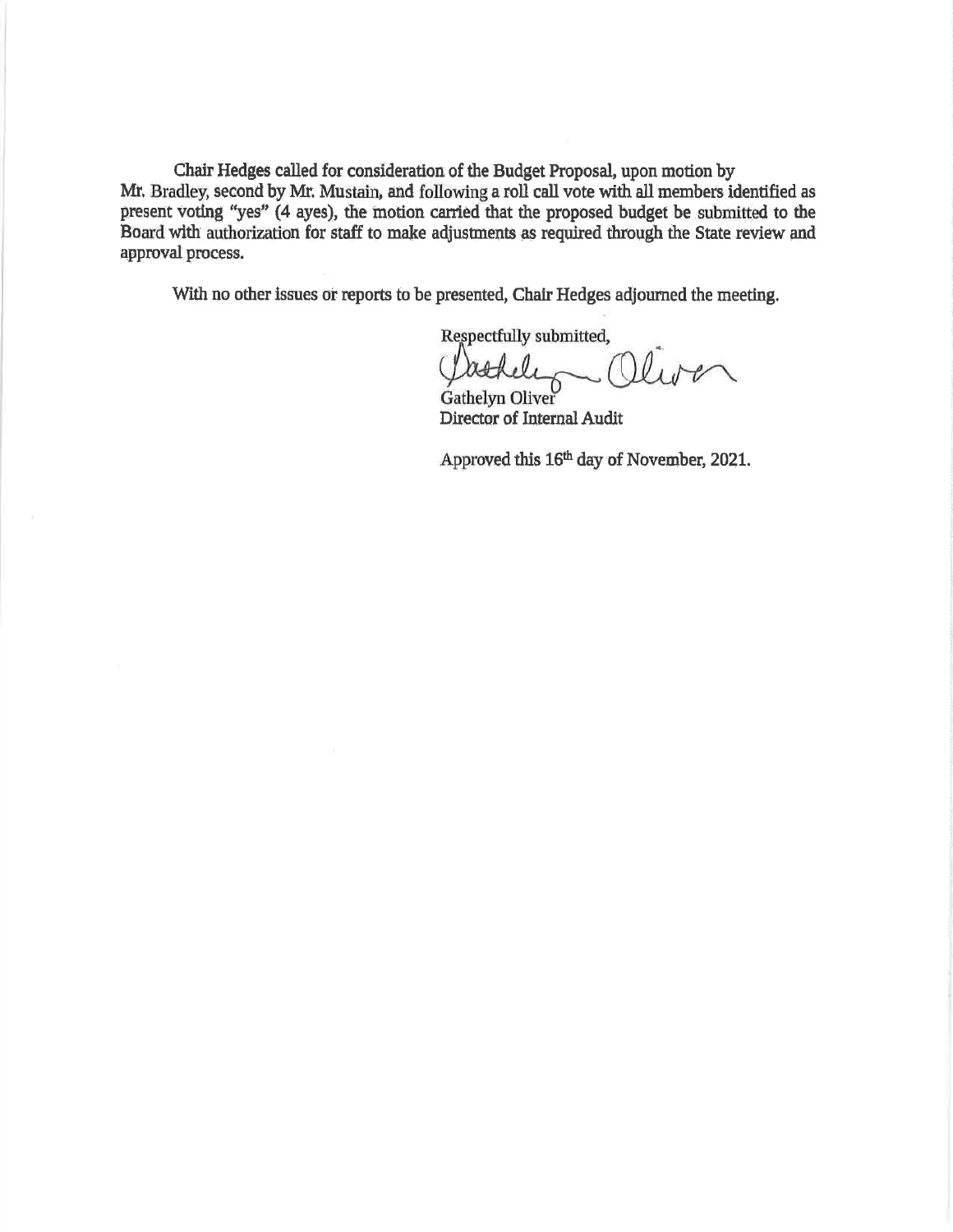Chair Hedges called for consideration of the Budget Proposal, upon motion by Mr. Bradley, second by Mr. Mustain, and following a roll call vote with all members identified as present voting "yes" (4 ayes), the motion carried that the proposed budget be submitted to the Board with authorization for staff to make adjustments as required through the State review and approval process.

With no other issues or reports to be presented, Chair Hedges adjourned the meeting.

Respectfully submitted,

Gathelyn Oliver
Director of Internal Audit

Approved this 16th day of November, 2021.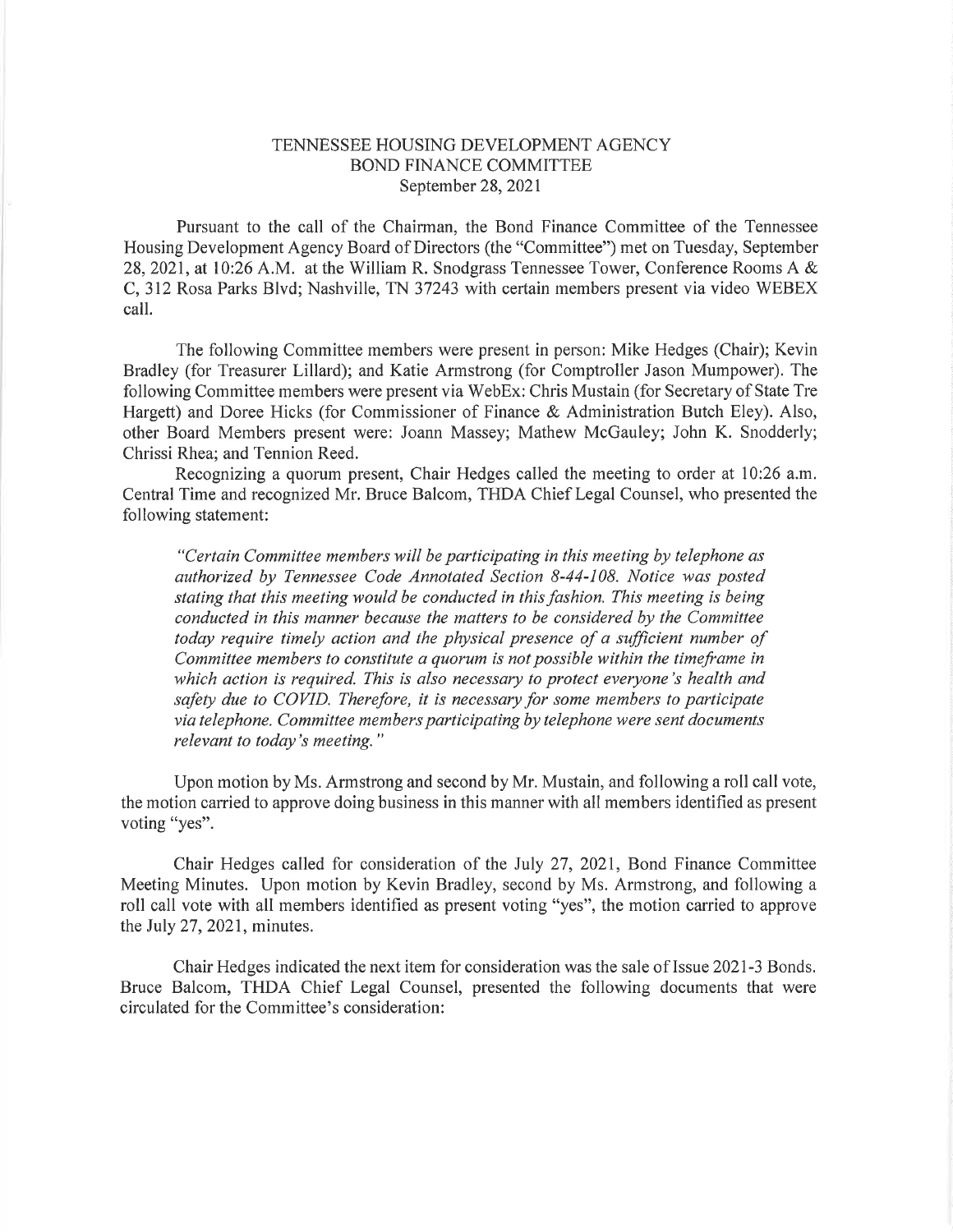TENNESSEE HOUSING DEVELOPMENT AGENCY
BOND FINANCE COMMITTEE
September 28, 2021

Pursuant to the call of the Chairman, the Bond Finance Committee of the Tennessee Housing Development Agency Board of Directors (the "Committee") met on Tuesday, September 28, 2021, at 10:26 A.M. at the William R. Snodgrass Tennessee Tower, Conference Rooms A & C, 312 Rosa Parks Blvd; Nashville, TN 37243 with certain members present via video WEBEX call.

The following Committee members were present in person: Mike Hedges (Chair); Kevin Bradley (for Treasurer Lillard); and Katie Armstrong (for Comptroller Jason Mumpower). The following Committee members were present via WebEx: Chris Mustain (for Secretary of State Tre Hargett) and Doree Hicks (for Commissioner of Finance & Administration Butch Eley). Also, other Board Members present were: Joann Massey; Mathew McGauley; John K. Snodderly; Chrissi Rhea; and Tennion Reed.

Recognizing a quorum present, Chair Hedges called the meeting to order at 10:26 a.m. Central Time and recognized Mr. Bruce Balcom, THDA Chief Legal Counsel, who presented the following statement:

*"Certain Committee members will be participating in this meeting by telephone as authorized by Tennessee Code Annotated Section 8-44-108. Notice was posted stating that this meeting would be conducted in this fashion. This meeting is being conducted in this manner because the matters to be considered by the Committee today require timely action and the physical presence of a sufficient number of Committee members to constitute a quorum is not possible within the timeframe in which action is required. This is also necessary to protect everyone's health and safety due to COVID. Therefore, it is necessary for some members to participate via telephone. Committee members participating by telephone were sent documents relevant to today's meeting."*

Upon motion by Ms. Armstrong and second by Mr. Mustain, and following a roll call vote, the motion carried to approve doing business in this manner with all members identified as present voting "yes".

Chair Hedges called for consideration of the July 27, 2021, Bond Finance Committee Meeting Minutes. Upon motion by Kevin Bradley, second by Ms. Armstrong, and following a roll call vote with all members identified as present voting "yes", the motion carried to approve the July 27, 2021, minutes.

Chair Hedges indicated the next item for consideration was the sale of Issue 2021-3 Bonds. Bruce Balcom, THDA Chief Legal Counsel, presented the following documents that were circulated for the Committee's consideration: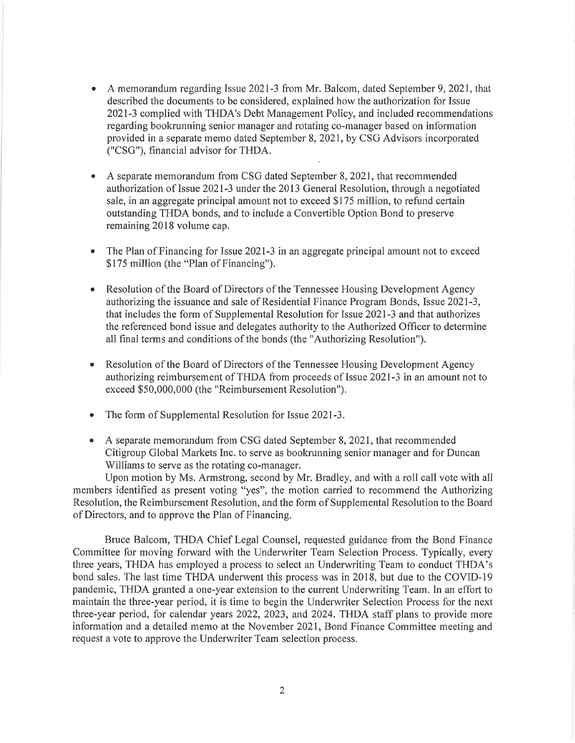- A memorandum regarding Issue 2021-3 from Mr. Balcom, dated September 9, 2021, that described the documents to be considered, explained how the authorization for Issue 2021-3 complied with THDA's Debt Management Policy, and included recommendations regarding bookrunning senior manager and rotating co-manager based on information provided in a separate memo dated September 8, 2021, by CSG Advisors incorporated ("CSG"), financial advisor for THDA.

- A separate memorandum from CSG dated September 8, 2021, that recommended authorization of Issue 2021-3 under the 2013 General Resolution, through a negotiated sale, in an aggregate principal amount not to exceed $175 million, to refund certain outstanding THDA bonds, and to include a Convertible Option Bond to preserve remaining 2018 volume cap.

- The Plan of Financing for Issue 2021-3 in an aggregate principal amount not to exceed $175 million (the "Plan of Financing").

- Resolution of the Board of Directors of the Tennessee Housing Development Agency authorizing the issuance and sale of Residential Finance Program Bonds, Issue 2021-3, that includes the form of Supplemental Resolution for Issue 2021-3 and that authorizes the referenced bond issue and delegates authority to the Authorized Officer to determine all final terms and conditions of the bonds (the "Authorizing Resolution").

- Resolution of the Board of Directors of the Tennessee Housing Development Agency authorizing reimbursement of THDA from proceeds of Issue 2021-3 in an amount not to exceed $50,000,000 (the "Reimbursement Resolution").

- The form of Supplemental Resolution for Issue 2021-3.

- A separate memorandum from CSG dated September 8, 2021, that recommended Citigroup Global Markets Inc. to serve as bookrunning senior manager and for Duncan Williams to serve as the rotating co-manager.

Upon motion by Ms. Armstrong, second by Mr. Bradley, and with a roll call vote with all members identified as present voting "yes", the motion carried to recommend the Authorizing Resolution, the Reimbursement Resolution, and the form of Supplemental Resolution to the Board of Directors, and to approve the Plan of Financing.

Bruce Balcom, THDA Chief Legal Counsel, requested guidance from the Bond Finance Committee for moving forward with the Underwriter Team Selection Process. Typically, every three years, THDA has employed a process to select an Underwriting Team to conduct THDA's bond sales. The last time THDA underwent this process was in 2018, but due to the COVID-19 pandemic, THDA granted a one-year extension to the current Underwriting Team. In an effort to maintain the three-year period, it is time to begin the Underwriter Selection Process for the next three-year period, for calendar years 2022, 2023, and 2024. THDA staff plans to provide more information and a detailed memo at the November 2021, Bond Finance Committee meeting and request a vote to approve the Underwriter Team selection process.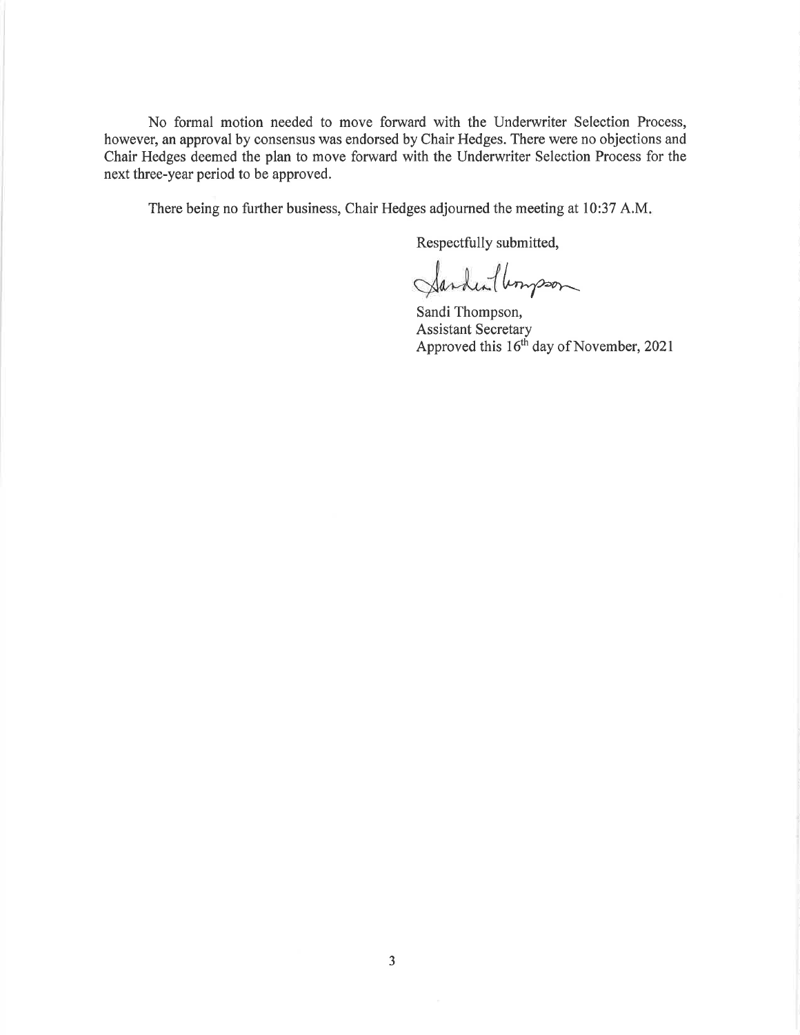No formal motion needed to move forward with the Underwriter Selection Process, however, an approval by consensus was endorsed by Chair Hedges. There were no objections and Chair Hedges deemed the plan to move forward with the Underwriter Selection Process for the next three-year period to be approved.

There being no further business, Chair Hedges adjourned the meeting at 10:37 A.M.

Respectfully submitted,

Sandi Thompson,
Assistant Secretary
Approved this 16th day of November, 2021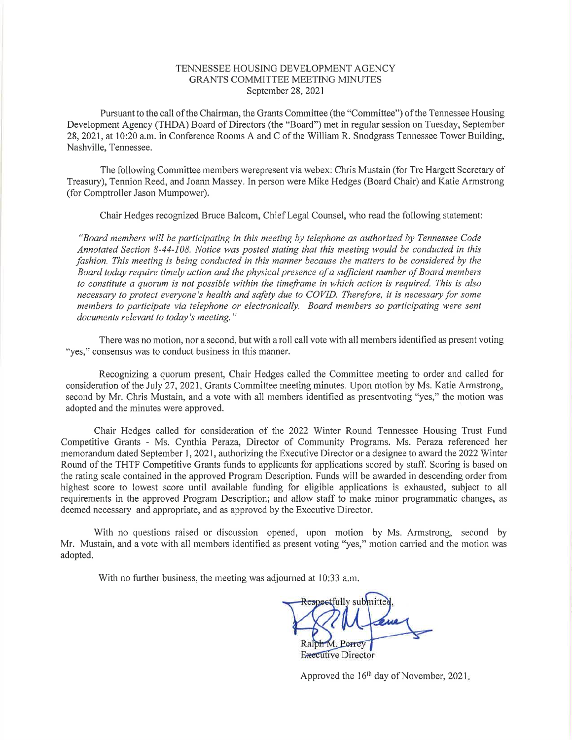TENNESSEE HOUSING DEVELOPMENT AGENCY
GRANTS COMMITTEE MEETING MINUTES
September 28, 2021

Pursuant to the call of the Chairman, the Grants Committee (the "Committee") of the Tennessee Housing Development Agency (THDA) Board of Directors (the "Board") met in regular session on Tuesday, September 28, 2021, at 10:20 a.m. in Conference Rooms A and C of the William R. Snodgrass Tennessee Tower Building, Nashville, Tennessee.

The following Committee members werepresent via webex: Chris Mustain (for Tre Hargett Secretary of Treasury), Tennion Reed, and Joann Massey. In person were Mike Hedges (Board Chair) and Katie Armstrong (for Comptroller Jason Mumpower).

Chair Hedges recognized Bruce Balcom, Chief Legal Counsel, who read the following statement:

*"Board members will be participating in this meeting by telephone as authorized by Tennessee Code Annotated Section 8-44-108. Notice was posted stating that this meeting would be conducted in this fashion. This meeting is being conducted in this manner because the matters to be considered by the Board today require timely action and the physical presence of a sufficient number of Board members to constitute a quorum is not possible within the timeframe in which action is required. This is also necessary to protect everyone's health and safety due to COVID. Therefore, it is necessary for some members to participate via telephone or electronically. Board members so participating were sent documents relevant to today's meeting."*

There was no motion, nor a second, but with a roll call vote with all members identified as present voting "yes," consensus was to conduct business in this manner.

Recognizing a quorum present, Chair Hedges called the Committee meeting to order and called for consideration of the July 27, 2021, Grants Committee meeting minutes. Upon motion by Ms. Katie Armstrong, second by Mr. Chris Mustain, and a vote with all members identified as presentvoting "yes," the motion was adopted and the minutes were approved.

Chair Hedges called for consideration of the 2022 Winter Round Tennessee Housing Trust Fund Competitive Grants - Ms. Cynthia Peraza, Director of Community Programs. Ms. Peraza referenced her memorandum dated September 1, 2021, authorizing the Executive Director or a designee to award the 2022 Winter Round of the THTF Competitive Grants funds to applicants for applications scored by staff. Scoring is based on the rating scale contained in the approved Program Description. Funds will be awarded in descending order from highest score to lowest score until available funding for eligible applications is exhausted, subject to all requirements in the approved Program Description; and allow staff to make minor programmatic changes, as deemed necessary and appropriate, and as approved by the Executive Director.

With no questions raised or discussion opened, upon motion by Ms. Armstrong, second by Mr. Mustain, and a vote with all members identified as present voting "yes," motion carried and the motion was adopted.

With no further business, the meeting was adjourned at 10:33 a.m.

Respectfully submitted,

Ralph M. Perrey
Executive Director

Approved the 16th day of November, 2021.